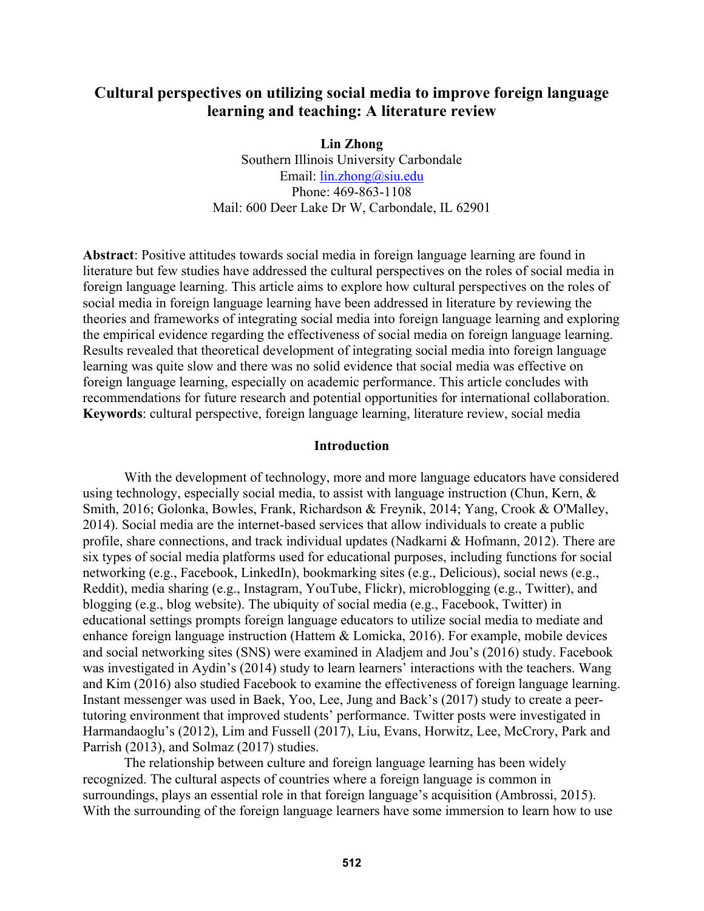# Cultural perspectives on utilizing social media to improve foreign language learning and teaching: A literature review

**Lin Zhong**
Southern Illinois University Carbondale
Email: lin.zhong@siu.edu
Phone: 469-863-1108
Mail: 600 Deer Lake Dr W, Carbondale, IL 62901

**Abstract**: Positive attitudes towards social media in foreign language learning are found in literature but few studies have addressed the cultural perspectives on the roles of social media in foreign language learning. This article aims to explore how cultural perspectives on the roles of social media in foreign language learning have been addressed in literature by reviewing the theories and frameworks of integrating social media into foreign language learning and exploring the empirical evidence regarding the effectiveness of social media on foreign language learning. Results revealed that theoretical development of integrating social media into foreign language learning was quite slow and there was no solid evidence that social media was effective on foreign language learning, especially on academic performance. This article concludes with recommendations for future research and potential opportunities for international collaboration.
**Keywords**: cultural perspective, foreign language learning, literature review, social media

## Introduction

With the development of technology, more and more language educators have considered using technology, especially social media, to assist with language instruction (Chun, Kern, & Smith, 2016; Golonka, Bowles, Frank, Richardson & Freynik, 2014; Yang, Crook & O'Malley, 2014). Social media are the internet-based services that allow individuals to create a public profile, share connections, and track individual updates (Nadkarni & Hofmann, 2012). There are six types of social media platforms used for educational purposes, including functions for social networking (e.g., Facebook, LinkedIn), bookmarking sites (e.g., Delicious), social news (e.g., Reddit), media sharing (e.g., Instagram, YouTube, Flickr), microblogging (e.g., Twitter), and blogging (e.g., blog website). The ubiquity of social media (e.g., Facebook, Twitter) in educational settings prompts foreign language educators to utilize social media to mediate and enhance foreign language instruction (Hattem & Lomicka, 2016). For example, mobile devices and social networking sites (SNS) were examined in Aladjem and Jou's (2016) study. Facebook was investigated in Aydin's (2014) study to learn learners' interactions with the teachers. Wang and Kim (2016) also studied Facebook to examine the effectiveness of foreign language learning. Instant messenger was used in Baek, Yoo, Lee, Jung and Back's (2017) study to create a peer-tutoring environment that improved students' performance. Twitter posts were investigated in Harmandaoglu's (2012), Lim and Fussell (2017), Liu, Evans, Horwitz, Lee, McCrory, Park and Parrish (2013), and Solmaz (2017) studies.

The relationship between culture and foreign language learning has been widely recognized. The cultural aspects of countries where a foreign language is common in surroundings, plays an essential role in that foreign language's acquisition (Ambrossi, 2015). With the surrounding of the foreign language learners have some immersion to learn how to use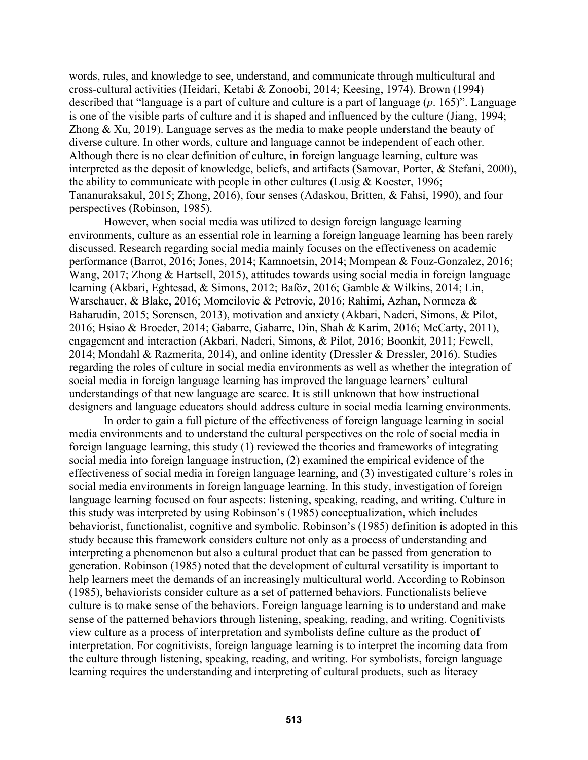words, rules, and knowledge to see, understand, and communicate through multicultural and cross-cultural activities (Heidari, Ketabi & Zonoobi, 2014; Keesing, 1974). Brown (1994) described that "language is a part of culture and culture is a part of language (*p*. 165)". Language is one of the visible parts of culture and it is shaped and influenced by the culture (Jiang, 1994; Zhong & Xu, 2019). Language serves as the media to make people understand the beauty of diverse culture. In other words, culture and language cannot be independent of each other. Although there is no clear definition of culture, in foreign language learning, culture was interpreted as the deposit of knowledge, beliefs, and artifacts (Samovar, Porter, & Stefani, 2000), the ability to communicate with people in other cultures (Lusig & Koester, 1996; Tananuraksakul, 2015; Zhong, 2016), four senses (Adaskou, Britten, & Fahsi, 1990), and four perspectives (Robinson, 1985).

However, when social media was utilized to design foreign language learning environments, culture as an essential role in learning a foreign language learning has been rarely discussed. Research regarding social media mainly focuses on the effectiveness on academic performance (Barrot, 2016; Jones, 2014; Kamnoetsin, 2014; Mompean & Fouz-Gonzalez, 2016; Wang, 2017; Zhong & Hartsell, 2015), attitudes towards using social media in foreign language learning (Akbari, Eghtesad, & Simons, 2012; Baſöz, 2016; Gamble & Wilkins, 2014; Lin, Warschauer, & Blake, 2016; Momcilovic & Petrovic, 2016; Rahimi, Azhan, Normeza & Baharudin, 2015; Sorensen, 2013), motivation and anxiety (Akbari, Naderi, Simons, & Pilot, 2016; Hsiao & Broeder, 2014; Gabarre, Gabarre, Din, Shah & Karim, 2016; McCarty, 2011), engagement and interaction (Akbari, Naderi, Simons, & Pilot, 2016; Boonkit, 2011; Fewell, 2014; Mondahl & Razmerita, 2014), and online identity (Dressler & Dressler, 2016). Studies regarding the roles of culture in social media environments as well as whether the integration of social media in foreign language learning has improved the language learners' cultural understandings of that new language are scarce. It is still unknown that how instructional designers and language educators should address culture in social media learning environments.

In order to gain a full picture of the effectiveness of foreign language learning in social media environments and to understand the cultural perspectives on the role of social media in foreign language learning, this study (1) reviewed the theories and frameworks of integrating social media into foreign language instruction, (2) examined the empirical evidence of the effectiveness of social media in foreign language learning, and (3) investigated culture's roles in social media environments in foreign language learning. In this study, investigation of foreign language learning focused on four aspects: listening, speaking, reading, and writing. Culture in this study was interpreted by using Robinson's (1985) conceptualization, which includes behaviorist, functionalist, cognitive and symbolic. Robinson's (1985) definition is adopted in this study because this framework considers culture not only as a process of understanding and interpreting a phenomenon but also a cultural product that can be passed from generation to generation. Robinson (1985) noted that the development of cultural versatility is important to help learners meet the demands of an increasingly multicultural world. According to Robinson (1985), behaviorists consider culture as a set of patterned behaviors. Functionalists believe culture is to make sense of the behaviors. Foreign language learning is to understand and make sense of the patterned behaviors through listening, speaking, reading, and writing. Cognitivists view culture as a process of interpretation and symbolists define culture as the product of interpretation. For cognitivists, foreign language learning is to interpret the incoming data from the culture through listening, speaking, reading, and writing. For symbolists, foreign language learning requires the understanding and interpreting of cultural products, such as literacy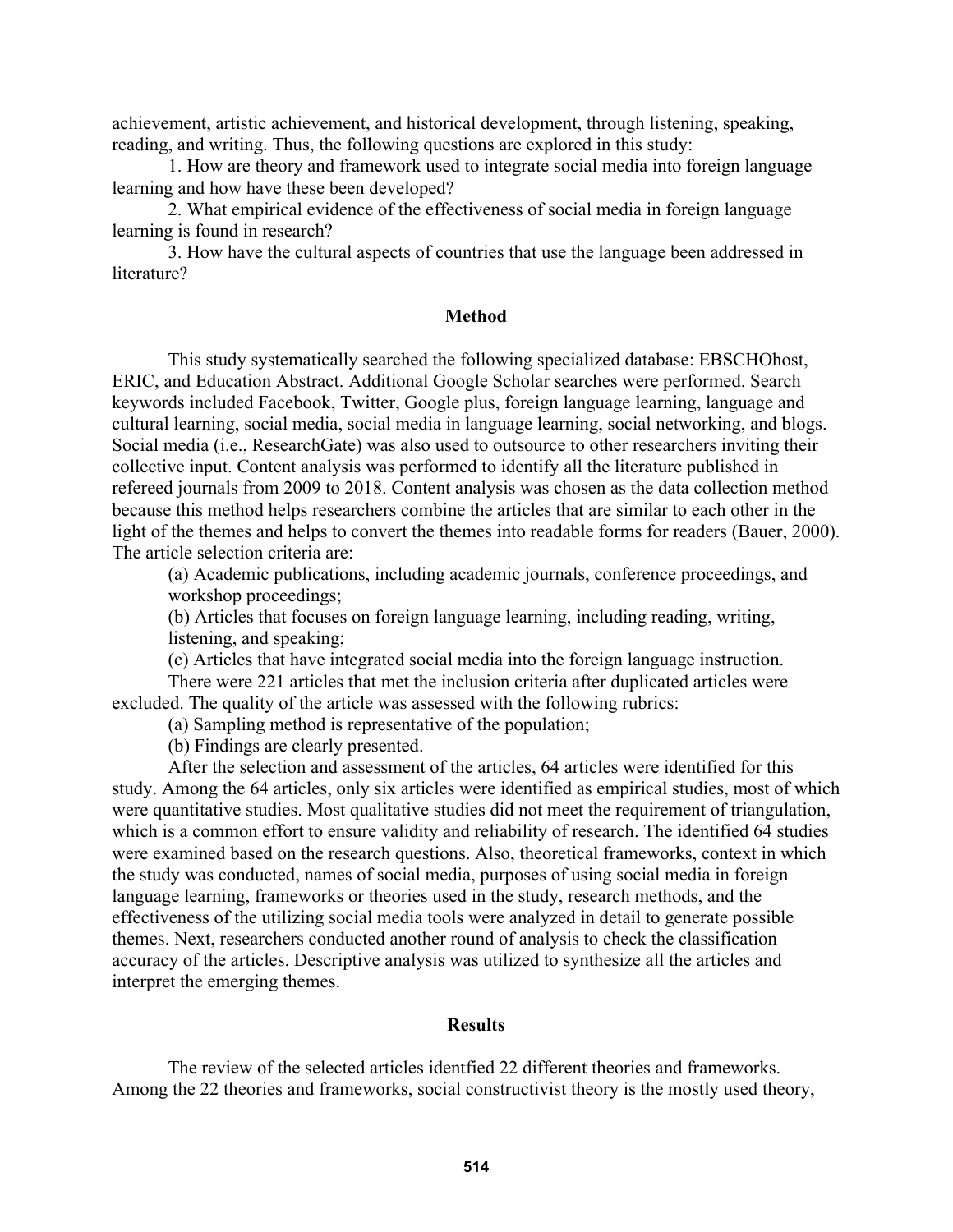achievement, artistic achievement, and historical development, through listening, speaking, reading, and writing. Thus, the following questions are explored in this study:

1. How are theory and framework used to integrate social media into foreign language learning and how have these been developed?
2. What empirical evidence of the effectiveness of social media in foreign language learning is found in research?
3. How have the cultural aspects of countries that use the language been addressed in literature?

## Method

This study systematically searched the following specialized database: EBSCHOhost, ERIC, and Education Abstract. Additional Google Scholar searches were performed. Search keywords included Facebook, Twitter, Google plus, foreign language learning, language and cultural learning, social media, social media in language learning, social networking, and blogs. Social media (i.e., ResearchGate) was also used to outsource to other researchers inviting their collective input. Content analysis was performed to identify all the literature published in refereed journals from 2009 to 2018. Content analysis was chosen as the data collection method because this method helps researchers combine the articles that are similar to each other in the light of the themes and helps to convert the themes into readable forms for readers (Bauer, 2000). The article selection criteria are:

(a) Academic publications, including academic journals, conference proceedings, and workshop proceedings;

(b) Articles that focuses on foreign language learning, including reading, writing, listening, and speaking;

(c) Articles that have integrated social media into the foreign language instruction.

There were 221 articles that met the inclusion criteria after duplicated articles were excluded. The quality of the article was assessed with the following rubrics:

(a) Sampling method is representative of the population;

(b) Findings are clearly presented.

After the selection and assessment of the articles, 64 articles were identified for this study. Among the 64 articles, only six articles were identified as empirical studies, most of which were quantitative studies. Most qualitative studies did not meet the requirement of triangulation, which is a common effort to ensure validity and reliability of research. The identified 64 studies were examined based on the research questions. Also, theoretical frameworks, context in which the study was conducted, names of social media, purposes of using social media in foreign language learning, frameworks or theories used in the study, research methods, and the effectiveness of the utilizing social media tools were analyzed in detail to generate possible themes. Next, researchers conducted another round of analysis to check the classification accuracy of the articles. Descriptive analysis was utilized to synthesize all the articles and interpret the emerging themes.

## Results

The review of the selected articles identfied 22 different theories and frameworks. Among the 22 theories and frameworks, social constructivist theory is the mostly used theory,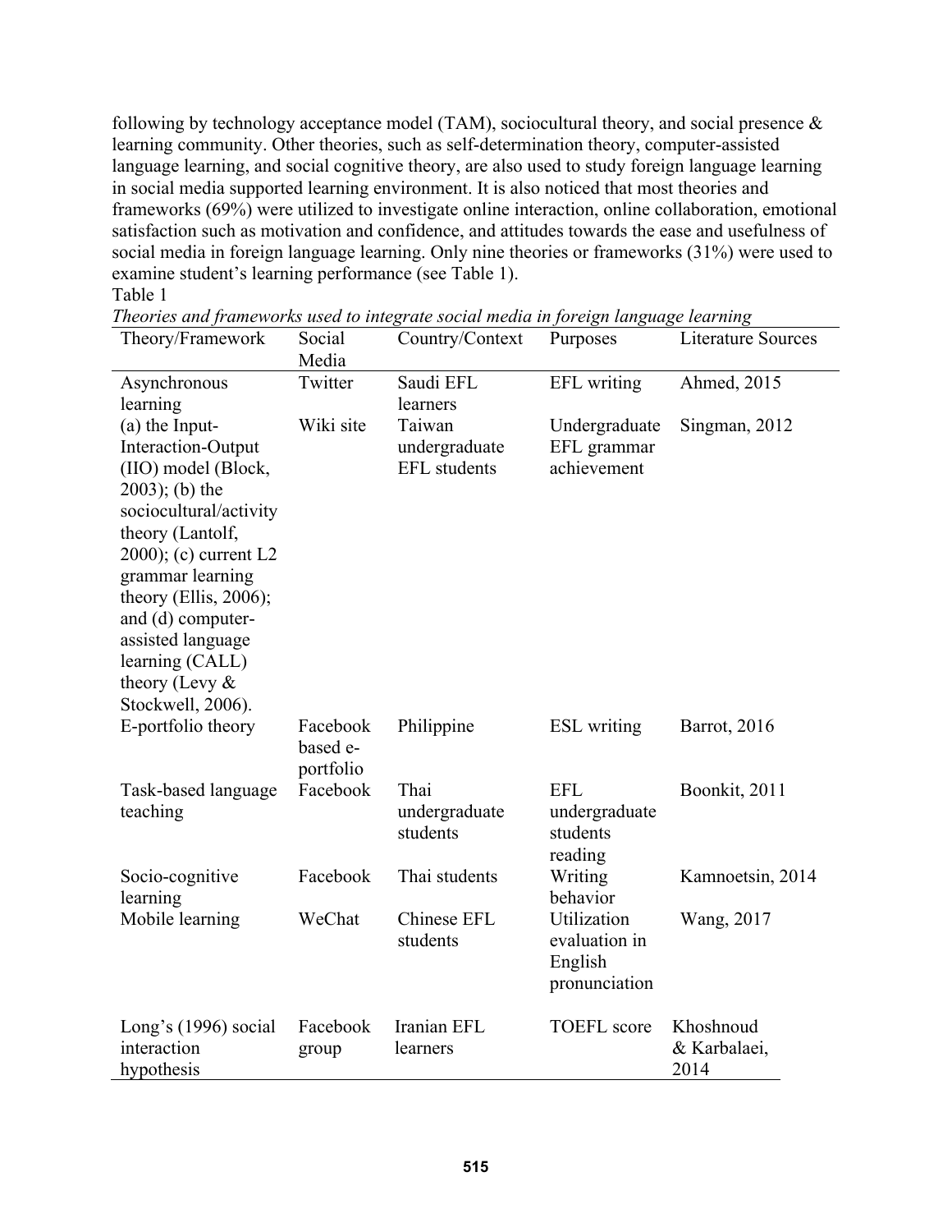following by technology acceptance model (TAM), sociocultural theory, and social presence & learning community. Other theories, such as self-determination theory, computer-assisted language learning, and social cognitive theory, are also used to study foreign language learning in social media supported learning environment. It is also noticed that most theories and frameworks (69%) were utilized to investigate online interaction, online collaboration, emotional satisfaction such as motivation and confidence, and attitudes towards the ease and usefulness of social media in foreign language learning. Only nine theories or frameworks (31%) were used to examine student's learning performance (see Table 1).

Table 1

*Theories and frameworks used to integrate social media in foreign language learning*

| Theory/Framework | Social Media | Country/Context | Purposes | Literature Sources |
|---|---|---|---|---|
| Asynchronous learning | Twitter | Saudi EFL learners | EFL writing | Ahmed, 2015 |
| (a) the Input-Interaction-Output (IIO) model (Block, 2003); (b) the sociocultural/activity theory (Lantolf, 2000); (c) current L2 grammar learning theory (Ellis, 2006); and (d) computer-assisted language learning (CALL) theory (Levy & Stockwell, 2006). | Wiki site | Taiwan undergraduate EFL students | Undergraduate EFL grammar achievement | Singman, 2012 |
| E-portfolio theory | Facebook based e-portfolio | Philippine | ESL writing | Barrot, 2016 |
| Task-based language teaching | Facebook | Thai undergraduate students | EFL undergraduate students reading | Boonkit, 2011 |
| Socio-cognitive learning | Facebook | Thai students | Writing behavior | Kamnoetsin, 2014 |
| Mobile learning | WeChat | Chinese EFL students | Utilization evaluation in English pronunciation | Wang, 2017 |
| Long's (1996) social interaction hypothesis | Facebook group | Iranian EFL learners | TOEFL score | Khoshnoud & Karbalaei, 2014 |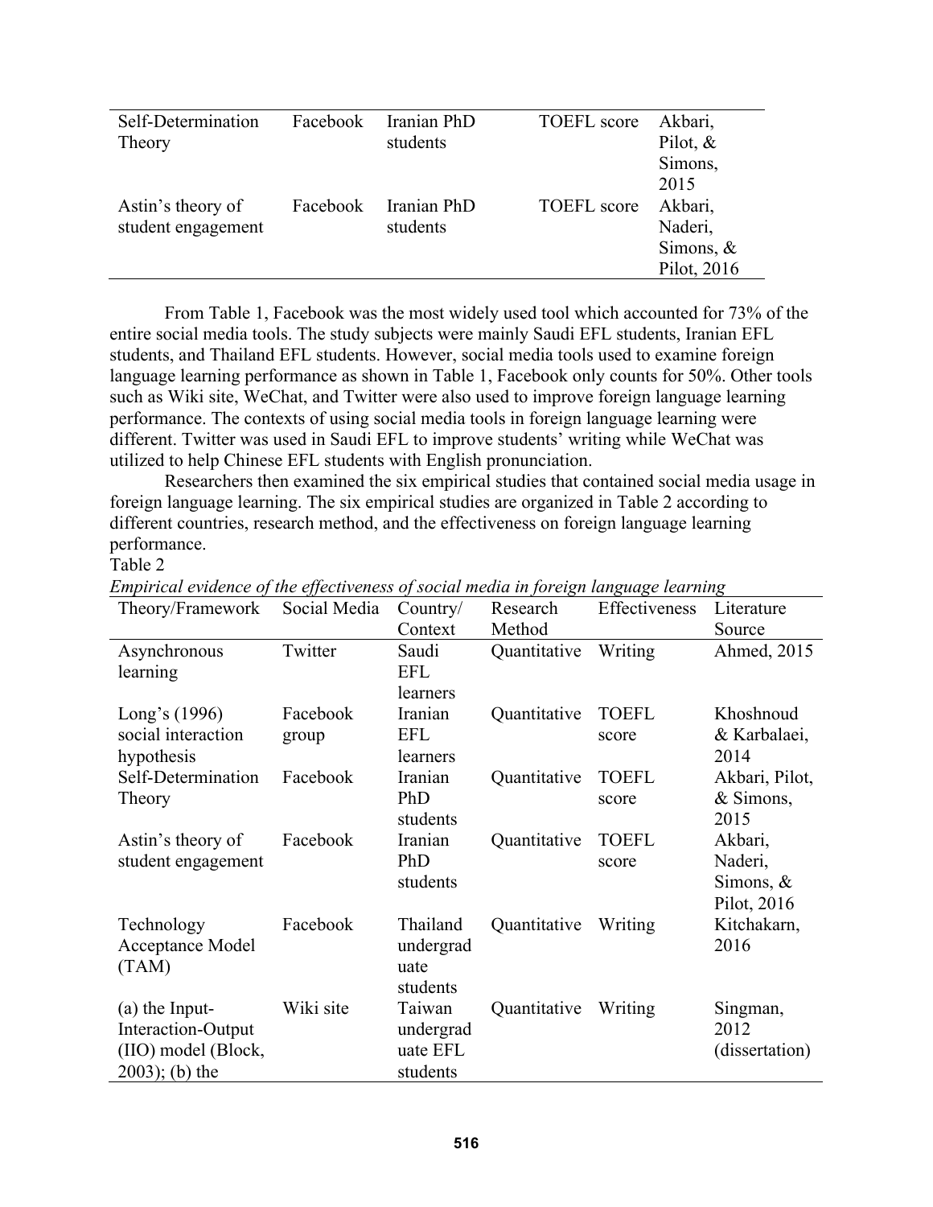| Self-Determination Theory | Facebook | Iranian PhD students | TOEFL score | Akbari, Pilot, & Simons, 2015 |
|---|---|---|---|---|
| Astin's theory of student engagement | Facebook | Iranian PhD students | TOEFL score | Akbari, Naderi, Simons, & Pilot, 2016 |

From Table 1, Facebook was the most widely used tool which accounted for 73% of the entire social media tools. The study subjects were mainly Saudi EFL students, Iranian EFL students, and Thailand EFL students. However, social media tools used to examine foreign language learning performance as shown in Table 1, Facebook only counts for 50%. Other tools such as Wiki site, WeChat, and Twitter were also used to improve foreign language learning performance. The contexts of using social media tools in foreign language learning were different. Twitter was used in Saudi EFL to improve students' writing while WeChat was utilized to help Chinese EFL students with English pronunciation.

Researchers then examined the six empirical studies that contained social media usage in foreign language learning. The six empirical studies are organized in Table 2 according to different countries, research method, and the effectiveness on foreign language learning performance.

Table 2

*Empirical evidence of the effectiveness of social media in foreign language learning*

| Theory/Framework | Social Media | Country/ Context | Research Method | Effectiveness | Literature Source |
|---|---|---|---|---|---|
| Asynchronous learning | Twitter | Saudi EFL learners | Quantitative | Writing | Ahmed, 2015 |
| Long's (1996) social interaction hypothesis | Facebook group | Iranian EFL learners | Quantitative | TOEFL score | Khoshnoud & Karbalaei, 2014 |
| Self-Determination Theory | Facebook | Iranian PhD students | Quantitative | TOEFL score | Akbari, Pilot, & Simons, 2015 |
| Astin's theory of student engagement | Facebook | Iranian PhD students | Quantitative | TOEFL score | Akbari, Naderi, Simons, & Pilot, 2016 |
| Technology Acceptance Model (TAM) | Facebook | Thailand undergraduate students | Quantitative | Writing | Kitchakarn, 2016 |
| (a) the Input-Interaction-Output (IIO) model (Block, 2003); (b) the | Wiki site | Taiwan undergraduate EFL students | Quantitative | Writing | Singman, 2012 (dissertation) |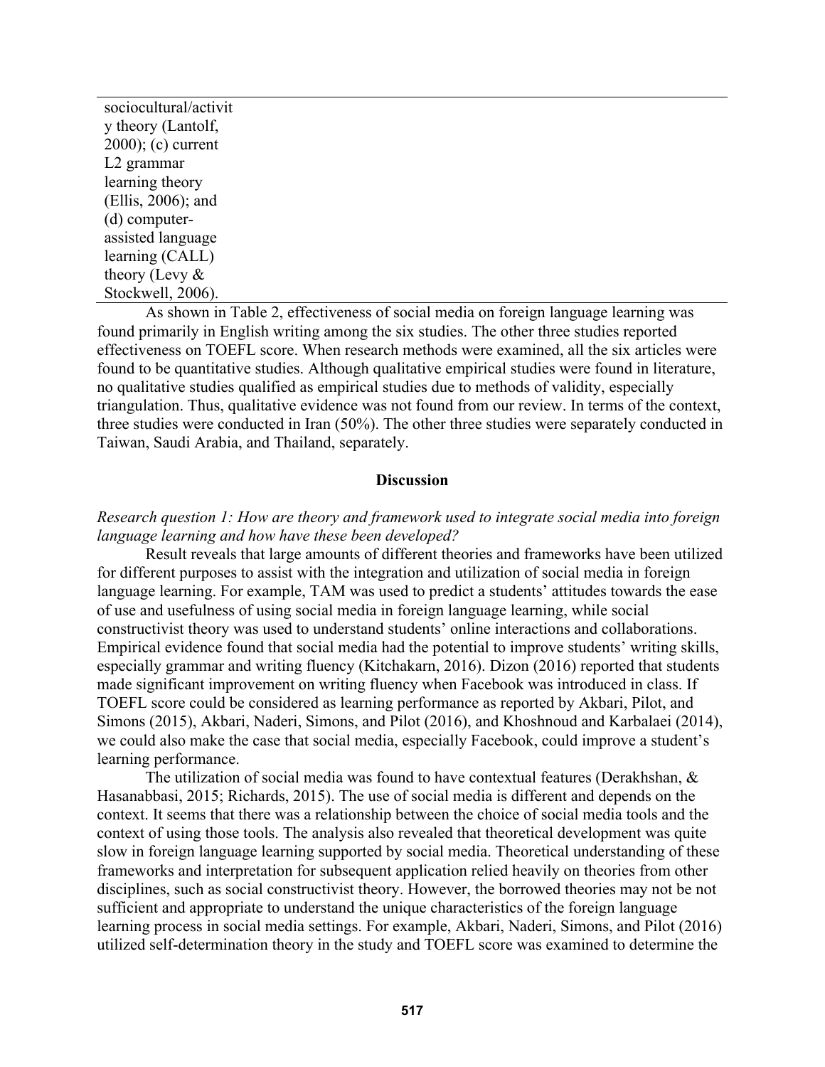| sociocultural/activity theory (Lantolf, 2000); (c) current L2 grammar learning theory (Ellis, 2006); and (d) computer-assisted language learning (CALL) theory (Levy & Stockwell, 2006). |
|---|

As shown in Table 2, effectiveness of social media on foreign language learning was found primarily in English writing among the six studies. The other three studies reported effectiveness on TOEFL score. When research methods were examined, all the six articles were found to be quantitative studies. Although qualitative empirical studies were found in literature, no qualitative studies qualified as empirical studies due to methods of validity, especially triangulation. Thus, qualitative evidence was not found from our review. In terms of the context, three studies were conducted in Iran (50%). The other three studies were separately conducted in Taiwan, Saudi Arabia, and Thailand, separately.

## Discussion

*Research question 1: How are theory and framework used to integrate social media into foreign language learning and how have these been developed?*

Result reveals that large amounts of different theories and frameworks have been utilized for different purposes to assist with the integration and utilization of social media in foreign language learning. For example, TAM was used to predict a students' attitudes towards the ease of use and usefulness of using social media in foreign language learning, while social constructivist theory was used to understand students' online interactions and collaborations. Empirical evidence found that social media had the potential to improve students' writing skills, especially grammar and writing fluency (Kitchakarn, 2016). Dizon (2016) reported that students made significant improvement on writing fluency when Facebook was introduced in class. If TOEFL score could be considered as learning performance as reported by Akbari, Pilot, and Simons (2015), Akbari, Naderi, Simons, and Pilot (2016), and Khoshnoud and Karbalaei (2014), we could also make the case that social media, especially Facebook, could improve a student's learning performance.

The utilization of social media was found to have contextual features (Derakhshan, & Hasanabbasi, 2015; Richards, 2015). The use of social media is different and depends on the context. It seems that there was a relationship between the choice of social media tools and the context of using those tools. The analysis also revealed that theoretical development was quite slow in foreign language learning supported by social media. Theoretical understanding of these frameworks and interpretation for subsequent application relied heavily on theories from other disciplines, such as social constructivist theory. However, the borrowed theories may not be not sufficient and appropriate to understand the unique characteristics of the foreign language learning process in social media settings. For example, Akbari, Naderi, Simons, and Pilot (2016) utilized self-determination theory in the study and TOEFL score was examined to determine the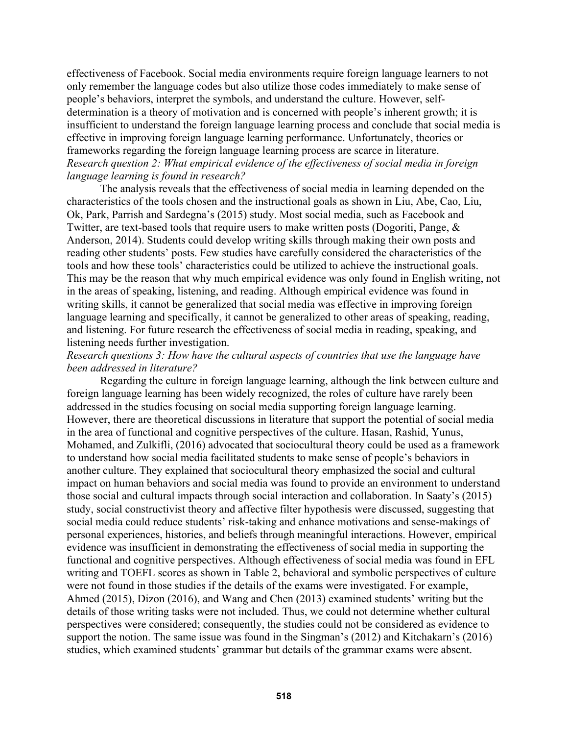effectiveness of Facebook. Social media environments require foreign language learners to not only remember the language codes but also utilize those codes immediately to make sense of people's behaviors, interpret the symbols, and understand the culture. However, self-determination is a theory of motivation and is concerned with people's inherent growth; it is insufficient to understand the foreign language learning process and conclude that social media is effective in improving foreign language learning performance. Unfortunately, theories or frameworks regarding the foreign language learning process are scarce in literature.

*Research question 2: What empirical evidence of the effectiveness of social media in foreign language learning is found in research?*

The analysis reveals that the effectiveness of social media in learning depended on the characteristics of the tools chosen and the instructional goals as shown in Liu, Abe, Cao, Liu, Ok, Park, Parrish and Sardegna's (2015) study. Most social media, such as Facebook and Twitter, are text-based tools that require users to make written posts (Dogoriti, Pange, & Anderson, 2014). Students could develop writing skills through making their own posts and reading other students' posts. Few studies have carefully considered the characteristics of the tools and how these tools' characteristics could be utilized to achieve the instructional goals. This may be the reason that why much empirical evidence was only found in English writing, not in the areas of speaking, listening, and reading. Although empirical evidence was found in writing skills, it cannot be generalized that social media was effective in improving foreign language learning and specifically, it cannot be generalized to other areas of speaking, reading, and listening. For future research the effectiveness of social media in reading, speaking, and listening needs further investigation.

*Research questions 3: How have the cultural aspects of countries that use the language have been addressed in literature?*

Regarding the culture in foreign language learning, although the link between culture and foreign language learning has been widely recognized, the roles of culture have rarely been addressed in the studies focusing on social media supporting foreign language learning. However, there are theoretical discussions in literature that support the potential of social media in the area of functional and cognitive perspectives of the culture. Hasan, Rashid, Yunus, Mohamed, and Zulkifli, (2016) advocated that sociocultural theory could be used as a framework to understand how social media facilitated students to make sense of people's behaviors in another culture. They explained that sociocultural theory emphasized the social and cultural impact on human behaviors and social media was found to provide an environment to understand those social and cultural impacts through social interaction and collaboration. In Saaty's (2015) study, social constructivist theory and affective filter hypothesis were discussed, suggesting that social media could reduce students' risk-taking and enhance motivations and sense-makings of personal experiences, histories, and beliefs through meaningful interactions. However, empirical evidence was insufficient in demonstrating the effectiveness of social media in supporting the functional and cognitive perspectives. Although effectiveness of social media was found in EFL writing and TOEFL scores as shown in Table 2, behavioral and symbolic perspectives of culture were not found in those studies if the details of the exams were investigated. For example, Ahmed (2015), Dizon (2016), and Wang and Chen (2013) examined students' writing but the details of those writing tasks were not included. Thus, we could not determine whether cultural perspectives were considered; consequently, the studies could not be considered as evidence to support the notion. The same issue was found in the Singman's (2012) and Kitchakarn's (2016) studies, which examined students' grammar but details of the grammar exams were absent.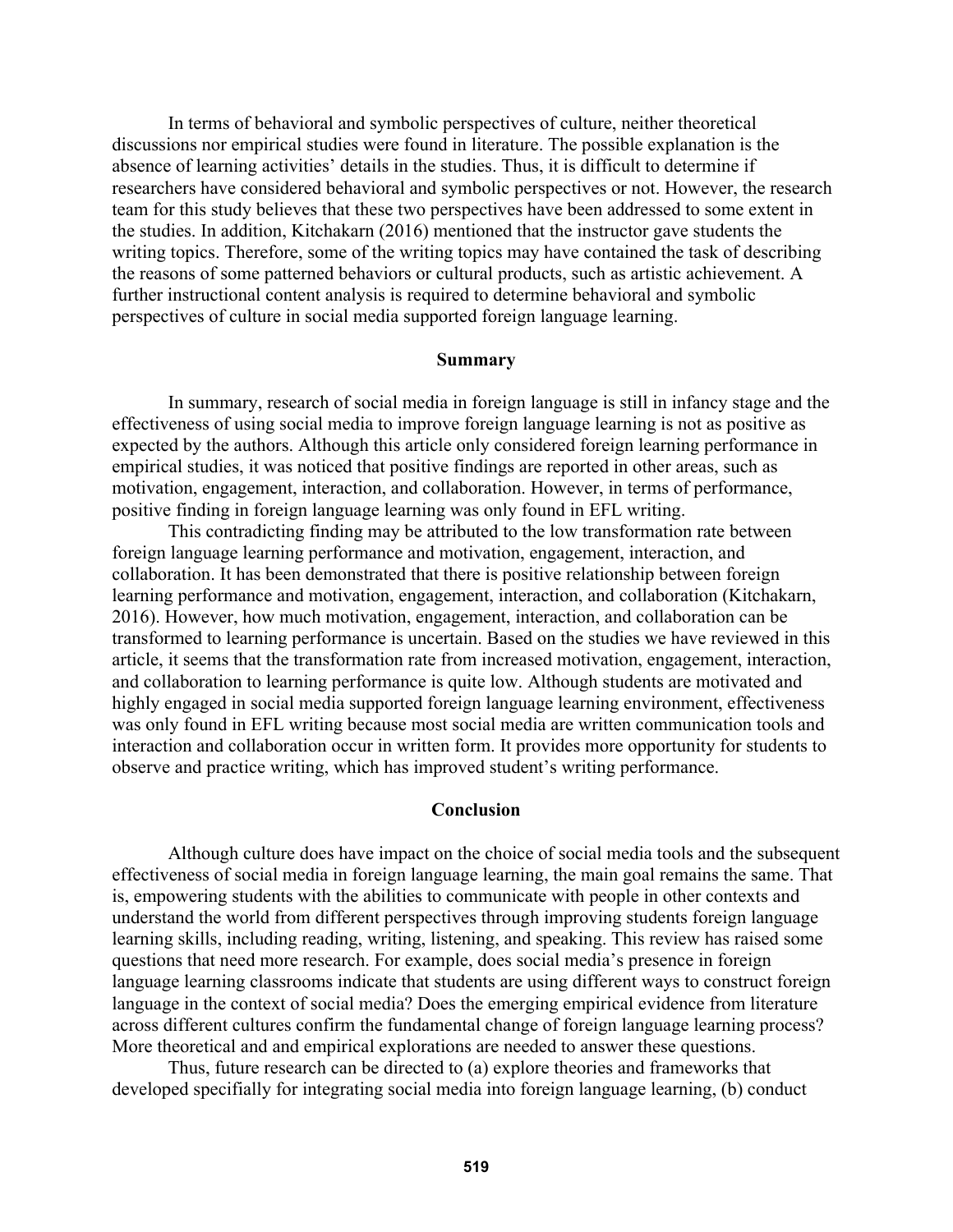In terms of behavioral and symbolic perspectives of culture, neither theoretical discussions nor empirical studies were found in literature. The possible explanation is the absence of learning activities' details in the studies. Thus, it is difficult to determine if researchers have considered behavioral and symbolic perspectives or not. However, the research team for this study believes that these two perspectives have been addressed to some extent in the studies. In addition, Kitchakarn (2016) mentioned that the instructor gave students the writing topics. Therefore, some of the writing topics may have contained the task of describing the reasons of some patterned behaviors or cultural products, such as artistic achievement. A further instructional content analysis is required to determine behavioral and symbolic perspectives of culture in social media supported foreign language learning.

## Summary

In summary, research of social media in foreign language is still in infancy stage and the effectiveness of using social media to improve foreign language learning is not as positive as expected by the authors. Although this article only considered foreign learning performance in empirical studies, it was noticed that positive findings are reported in other areas, such as motivation, engagement, interaction, and collaboration. However, in terms of performance, positive finding in foreign language learning was only found in EFL writing.

This contradicting finding may be attributed to the low transformation rate between foreign language learning performance and motivation, engagement, interaction, and collaboration. It has been demonstrated that there is positive relationship between foreign learning performance and motivation, engagement, interaction, and collaboration (Kitchakarn, 2016). However, how much motivation, engagement, interaction, and collaboration can be transformed to learning performance is uncertain. Based on the studies we have reviewed in this article, it seems that the transformation rate from increased motivation, engagement, interaction, and collaboration to learning performance is quite low. Although students are motivated and highly engaged in social media supported foreign language learning environment, effectiveness was only found in EFL writing because most social media are written communication tools and interaction and collaboration occur in written form. It provides more opportunity for students to observe and practice writing, which has improved student's writing performance.

## Conclusion

Although culture does have impact on the choice of social media tools and the subsequent effectiveness of social media in foreign language learning, the main goal remains the same. That is, empowering students with the abilities to communicate with people in other contexts and understand the world from different perspectives through improving students foreign language learning skills, including reading, writing, listening, and speaking. This review has raised some questions that need more research. For example, does social media's presence in foreign language learning classrooms indicate that students are using different ways to construct foreign language in the context of social media? Does the emerging empirical evidence from literature across different cultures confirm the fundamental change of foreign language learning process? More theoretical and and empirical explorations are needed to answer these questions.

Thus, future research can be directed to (a) explore theories and frameworks that developed specifially for integrating social media into foreign language learning, (b) conduct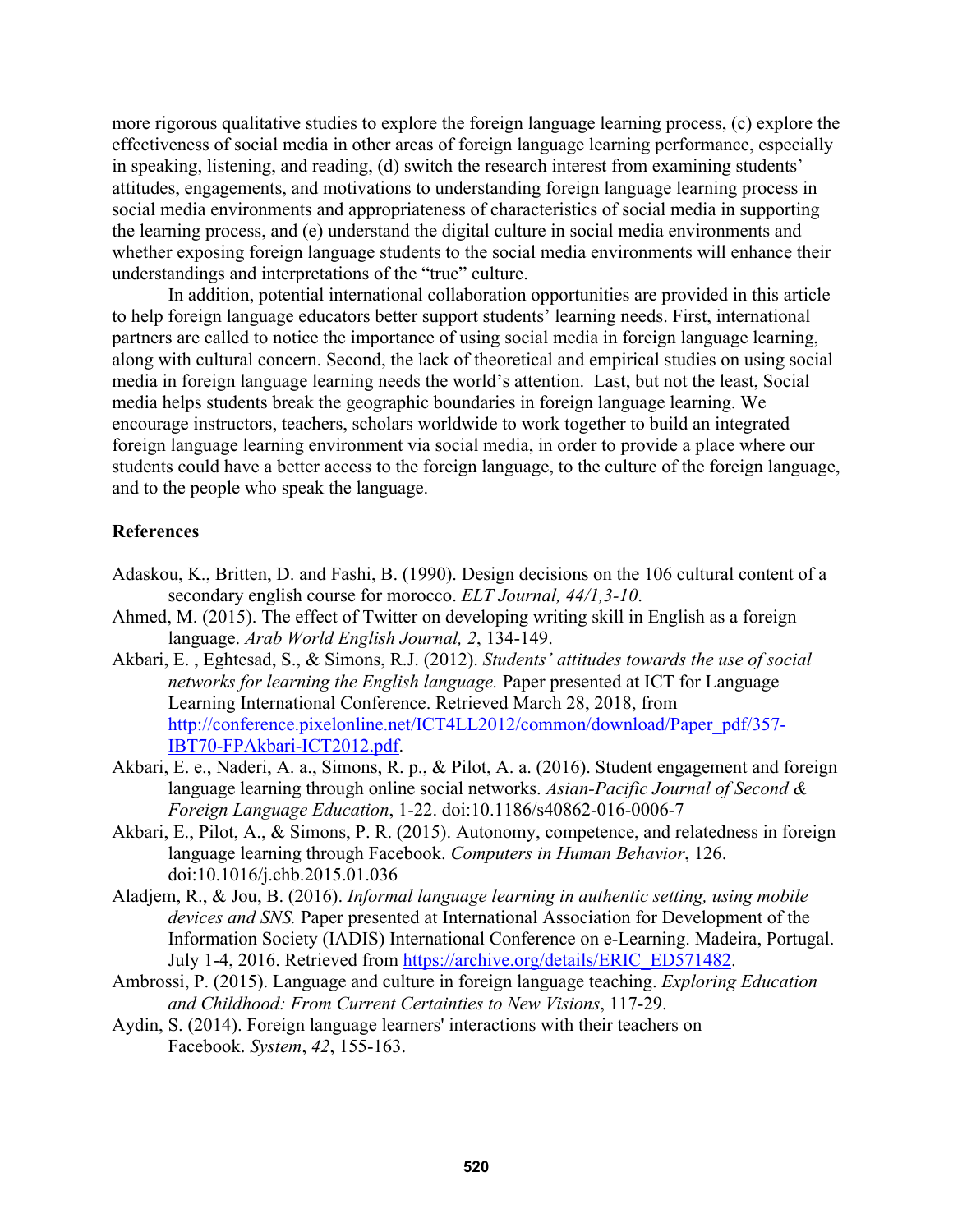more rigorous qualitative studies to explore the foreign language learning process, (c) explore the effectiveness of social media in other areas of foreign language learning performance, especially in speaking, listening, and reading, (d) switch the research interest from examining students' attitudes, engagements, and motivations to understanding foreign language learning process in social media environments and appropriateness of characteristics of social media in supporting the learning process, and (e) understand the digital culture in social media environments and whether exposing foreign language students to the social media environments will enhance their understandings and interpretations of the "true" culture.

In addition, potential international collaboration opportunities are provided in this article to help foreign language educators better support students' learning needs. First, international partners are called to notice the importance of using social media in foreign language learning, along with cultural concern. Second, the lack of theoretical and empirical studies on using social media in foreign language learning needs the world's attention. Last, but not the least, Social media helps students break the geographic boundaries in foreign language learning. We encourage instructors, teachers, scholars worldwide to work together to build an integrated foreign language learning environment via social media, in order to provide a place where our students could have a better access to the foreign language, to the culture of the foreign language, and to the people who speak the language.

## References

Adaskou, K., Britten, D. and Fashi, B. (1990). Design decisions on the 106 cultural content of a secondary english course for morocco. *ELT Journal, 44/1,3-10*.

Ahmed, M. (2015). The effect of Twitter on developing writing skill in English as a foreign language. *Arab World English Journal, 2*, 134-149.

Akbari, E. , Eghtesad, S., & Simons, R.J. (2012). *Students' attitudes towards the use of social networks for learning the English language.* Paper presented at ICT for Language Learning International Conference. Retrieved March 28, 2018, from http://conference.pixelonline.net/ICT4LL2012/common/download/Paper_pdf/357-IBT70-FPAkbari-ICT2012.pdf.

Akbari, E. e., Naderi, A. a., Simons, R. p., & Pilot, A. a. (2016). Student engagement and foreign language learning through online social networks. *Asian-Pacific Journal of Second & Foreign Language Education*, 1-22. doi:10.1186/s40862-016-0006-7

Akbari, E., Pilot, A., & Simons, P. R. (2015). Autonomy, competence, and relatedness in foreign language learning through Facebook. *Computers in Human Behavior*, 126. doi:10.1016/j.chb.2015.01.036

Aladjem, R., & Jou, B. (2016). *Informal language learning in authentic setting, using mobile devices and SNS.* Paper presented at International Association for Development of the Information Society (IADIS) International Conference on e-Learning. Madeira, Portugal. July 1-4, 2016. Retrieved from https://archive.org/details/ERIC_ED571482.

Ambrossi, P. (2015). Language and culture in foreign language teaching. *Exploring Education and Childhood: From Current Certainties to New Visions*, 117-29.

Aydin, S. (2014). Foreign language learners' interactions with their teachers on Facebook. *System*, *42*, 155-163.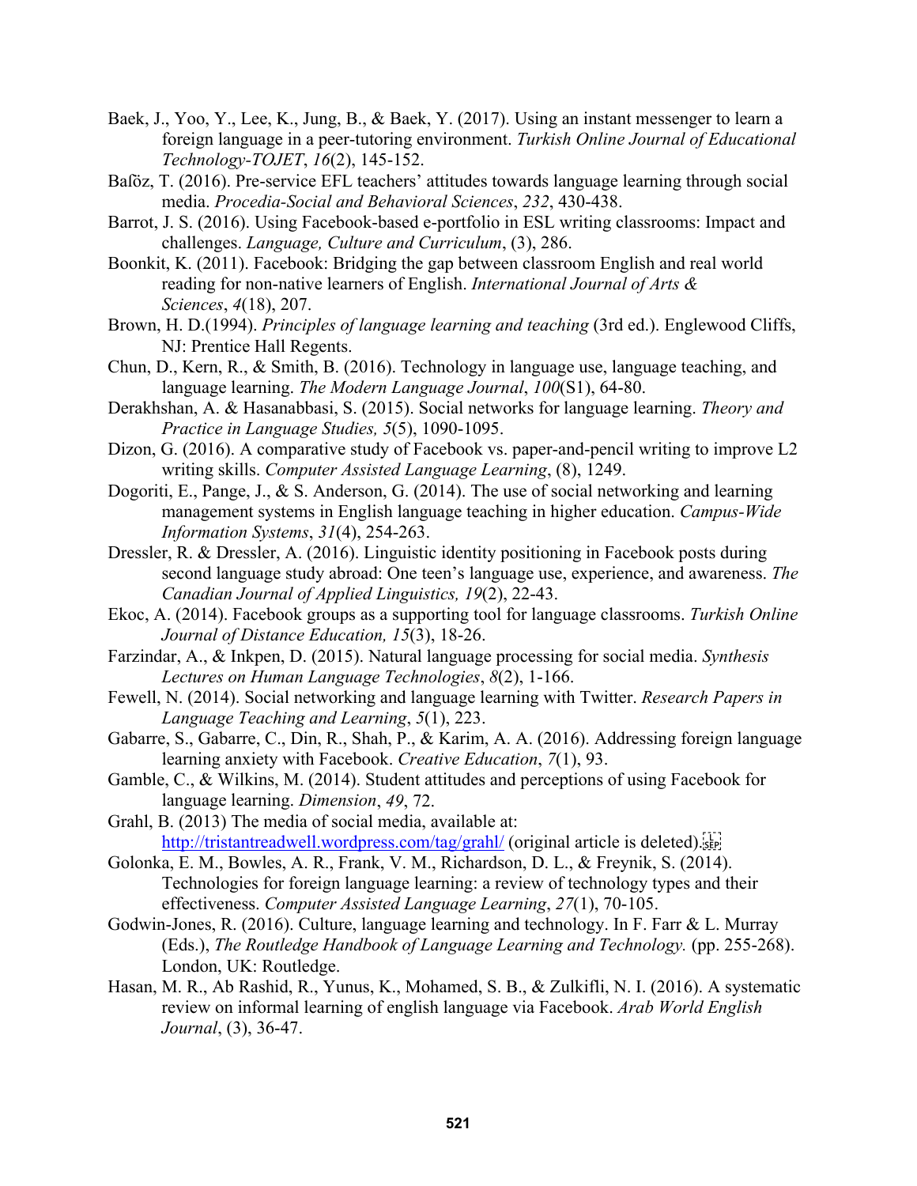Baek, J., Yoo, Y., Lee, K., Jung, B., & Baek, Y. (2017). Using an instant messenger to learn a foreign language in a peer-tutoring environment. *Turkish Online Journal of Educational Technology-TOJET*, *16*(2), 145-152.

Baĭöz, T. (2016). Pre-service EFL teachers' attitudes towards language learning through social media. *Procedia-Social and Behavioral Sciences*, *232*, 430-438.

Barrot, J. S. (2016). Using Facebook-based e-portfolio in ESL writing classrooms: Impact and challenges. *Language, Culture and Curriculum*, (3), 286.

Boonkit, K. (2011). Facebook: Bridging the gap between classroom English and real world reading for non-native learners of English. *International Journal of Arts & Sciences*, *4*(18), 207.

Brown, H. D.(1994). *Principles of language learning and teaching* (3rd ed.). Englewood Cliffs, NJ: Prentice Hall Regents.

Chun, D., Kern, R., & Smith, B. (2016). Technology in language use, language teaching, and language learning. *The Modern Language Journal*, *100*(S1), 64-80.

Derakhshan, A. & Hasanabbasi, S. (2015). Social networks for language learning. *Theory and Practice in Language Studies, 5*(5), 1090-1095.

Dizon, G. (2016). A comparative study of Facebook vs. paper-and-pencil writing to improve L2 writing skills. *Computer Assisted Language Learning*, (8), 1249.

Dogoriti, E., Pange, J., & S. Anderson, G. (2014). The use of social networking and learning management systems in English language teaching in higher education. *Campus-Wide Information Systems*, *31*(4), 254-263.

Dressler, R. & Dressler, A. (2016). Linguistic identity positioning in Facebook posts during second language study abroad: One teen's language use, experience, and awareness. *The Canadian Journal of Applied Linguistics, 19*(2), 22-43.

Ekoc, A. (2014). Facebook groups as a supporting tool for language classrooms. *Turkish Online Journal of Distance Education, 15*(3), 18-26.

Farzindar, A., & Inkpen, D. (2015). Natural language processing for social media. *Synthesis Lectures on Human Language Technologies*, *8*(2), 1-166.

Fewell, N. (2014). Social networking and language learning with Twitter. *Research Papers in Language Teaching and Learning*, *5*(1), 223.

Gabarre, S., Gabarre, C., Din, R., Shah, P., & Karim, A. A. (2016). Addressing foreign language learning anxiety with Facebook. *Creative Education*, *7*(1), 93.

Gamble, C., & Wilkins, M. (2014). Student attitudes and perceptions of using Facebook for language learning. *Dimension*, *49*, 72.

Grahl, B. (2013) The media of social media, available at: http://tristantreadwell.wordpress.com/tag/grahl/ (original article is deleted).

Golonka, E. M., Bowles, A. R., Frank, V. M., Richardson, D. L., & Freynik, S. (2014). Technologies for foreign language learning: a review of technology types and their effectiveness. *Computer Assisted Language Learning*, *27*(1), 70-105.

Godwin-Jones, R. (2016). Culture, language learning and technology. In F. Farr & L. Murray (Eds.), *The Routledge Handbook of Language Learning and Technology.* (pp. 255-268). London, UK: Routledge.

Hasan, M. R., Ab Rashid, R., Yunus, K., Mohamed, S. B., & Zulkifli, N. I. (2016). A systematic review on informal learning of english language via Facebook. *Arab World English Journal*, (3), 36-47.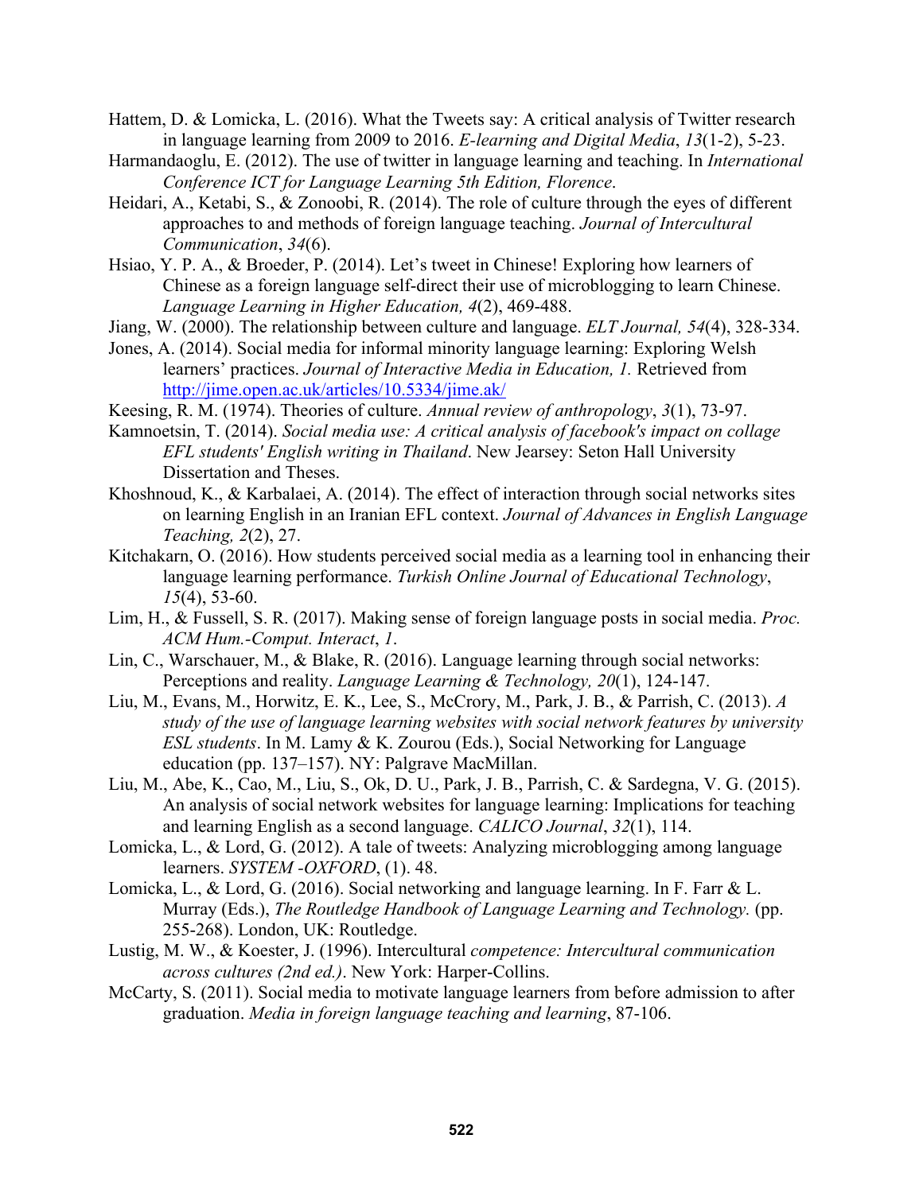Hattem, D. & Lomicka, L. (2016). What the Tweets say: A critical analysis of Twitter research in language learning from 2009 to 2016. *E-learning and Digital Media*, *13*(1-2), 5-23.

Harmandaoglu, E. (2012). The use of twitter in language learning and teaching. In *International Conference ICT for Language Learning 5th Edition, Florence*.

Heidari, A., Ketabi, S., & Zonoobi, R. (2014). The role of culture through the eyes of different approaches to and methods of foreign language teaching. *Journal of Intercultural Communication*, *34*(6).

Hsiao, Y. P. A., & Broeder, P. (2014). Let's tweet in Chinese! Exploring how learners of Chinese as a foreign language self-direct their use of microblogging to learn Chinese. *Language Learning in Higher Education, 4*(2), 469-488.

Jiang, W. (2000). The relationship between culture and language. *ELT Journal, 54*(4), 328-334.

Jones, A. (2014). Social media for informal minority language learning: Exploring Welsh learners' practices. *Journal of Interactive Media in Education, 1.* Retrieved from http://jime.open.ac.uk/articles/10.5334/jime.ak/

Keesing, R. M. (1974). Theories of culture. *Annual review of anthropology*, *3*(1), 73-97.

Kamnoetsin, T. (2014). *Social media use: A critical analysis of facebook's impact on collage EFL students' English writing in Thailand*. New Jearsey: Seton Hall University Dissertation and Theses.

Khoshnoud, K., & Karbalaei, A. (2014). The effect of interaction through social networks sites on learning English in an Iranian EFL context. *Journal of Advances in English Language Teaching, 2*(2), 27.

Kitchakarn, O. (2016). How students perceived social media as a learning tool in enhancing their language learning performance. *Turkish Online Journal of Educational Technology*, *15*(4), 53-60.

Lim, H., & Fussell, S. R. (2017). Making sense of foreign language posts in social media. *Proc. ACM Hum.-Comput. Interact*, *1*.

Lin, C., Warschauer, M., & Blake, R. (2016). Language learning through social networks: Perceptions and reality. *Language Learning & Technology, 20*(1), 124-147.

Liu, M., Evans, M., Horwitz, E. K., Lee, S., McCrory, M., Park, J. B., & Parrish, C. (2013). *A study of the use of language learning websites with social network features by university ESL students*. In M. Lamy & K. Zourou (Eds.), Social Networking for Language education (pp. 137–157). NY: Palgrave MacMillan.

Liu, M., Abe, K., Cao, M., Liu, S., Ok, D. U., Park, J. B., Parrish, C. & Sardegna, V. G. (2015). An analysis of social network websites for language learning: Implications for teaching and learning English as a second language. *CALICO Journal*, *32*(1), 114.

Lomicka, L., & Lord, G. (2012). A tale of tweets: Analyzing microblogging among language learners. *SYSTEM -OXFORD*, (1). 48.

Lomicka, L., & Lord, G. (2016). Social networking and language learning. In F. Farr & L. Murray (Eds.), *The Routledge Handbook of Language Learning and Technology.* (pp. 255-268). London, UK: Routledge.

Lustig, M. W., & Koester, J. (1996). Intercultural *competence: Intercultural communication across cultures (2nd ed.)*. New York: Harper-Collins.

McCarty, S. (2011). Social media to motivate language learners from before admission to after graduation. *Media in foreign language teaching and learning*, 87-106.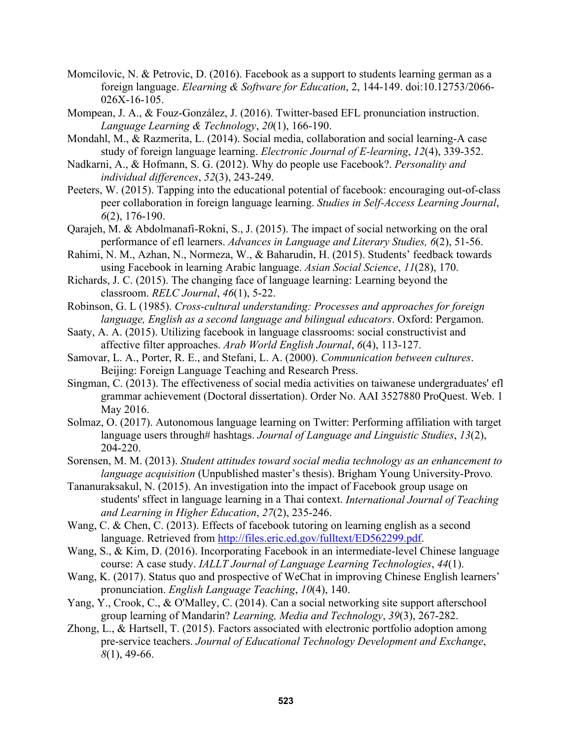Momcilovic, N. & Petrovic, D. (2016). Facebook as a support to students learning german as a foreign language. *Elearning & Software for Education*, 2, 144-149. doi:10.12753/2066-026X-16-105.

Mompean, J. A., & Fouz-González, J. (2016). Twitter-based EFL pronunciation instruction. *Language Learning & Technology*, *20*(1), 166-190.

Mondahl, M., & Razmerita, L. (2014). Social media, collaboration and social learning-A case study of foreign language learning. *Electronic Journal of E-learning*, *12*(4), 339-352.

Nadkarni, A., & Hofmann, S. G. (2012). Why do people use Facebook?. *Personality and individual differences*, *52*(3), 243-249.

Peeters, W. (2015). Tapping into the educational potential of facebook: encouraging out-of-class peer collaboration in foreign language learning. *Studies in Self-Access Learning Journal*, *6*(2), 176-190.

Qarajeh, M. & Abdolmanafi-Rokni, S., J. (2015). The impact of social networking on the oral performance of efl learners. *Advances in Language and Literary Studies, 6*(2), 51-56.

Rahimi, N. M., Azhan, N., Normeza, W., & Baharudin, H. (2015). Students' feedback towards using Facebook in learning Arabic language. *Asian Social Science*, *11*(28), 170.

Richards, J. C. (2015). The changing face of language learning: Learning beyond the classroom. *RELC Journal*, *46*(1), 5-22.

Robinson, G. L (1985). *Cross-cultural understanding: Processes and approaches for foreign language, English as a second language and bilingual educators*. Oxford: Pergamon.

Saaty, A. A. (2015). Utilizing facebook in language classrooms: social constructivist and affective filter approaches. *Arab World English Journal*, *6*(4), 113-127.

Samovar, L. A., Porter, R. E., and Stefani, L. A. (2000). *Communication between cultures*. Beijing: Foreign Language Teaching and Research Press.

Singman, C. (2013). The effectiveness of social media activities on taiwanese undergraduates' efl grammar achievement (Doctoral dissertation). Order No. AAI 3527880 ProQuest. Web. 1 May 2016.

Solmaz, O. (2017). Autonomous language learning on Twitter: Performing affiliation with target language users through# hashtags. *Journal of Language and Linguistic Studies*, *13*(2), 204-220.

Sorensen, M. M. (2013). *Student attitudes toward social media technology as an enhancement to language acquisition* (Unpublished master's thesis). Brigham Young University-Provo.

Tananuraksakul, N. (2015). An investigation into the impact of Facebook group usage on students' sffect in language learning in a Thai context. *International Journal of Teaching and Learning in Higher Education*, *27*(2), 235-246.

Wang, C. & Chen, C. (2013). Effects of facebook tutoring on learning english as a second language. Retrieved from http://files.eric.ed.gov/fulltext/ED562299.pdf.

Wang, S., & Kim, D. (2016). Incorporating Facebook in an intermediate-level Chinese language course: A case study. *IALLT Journal of Language Learning Technologies*, *44*(1).

Wang, K. (2017). Status quo and prospective of WeChat in improving Chinese English learners' pronunciation. *English Language Teaching*, *10*(4), 140.

Yang, Y., Crook, C., & O'Malley, C. (2014). Can a social networking site support afterschool group learning of Mandarin? *Learning, Media and Technology*, *39*(3), 267-282.

Zhong, L., & Hartsell, T. (2015). Factors associated with electronic portfolio adoption among pre-service teachers. *Journal of Educational Technology Development and Exchange*, *8*(1), 49-66.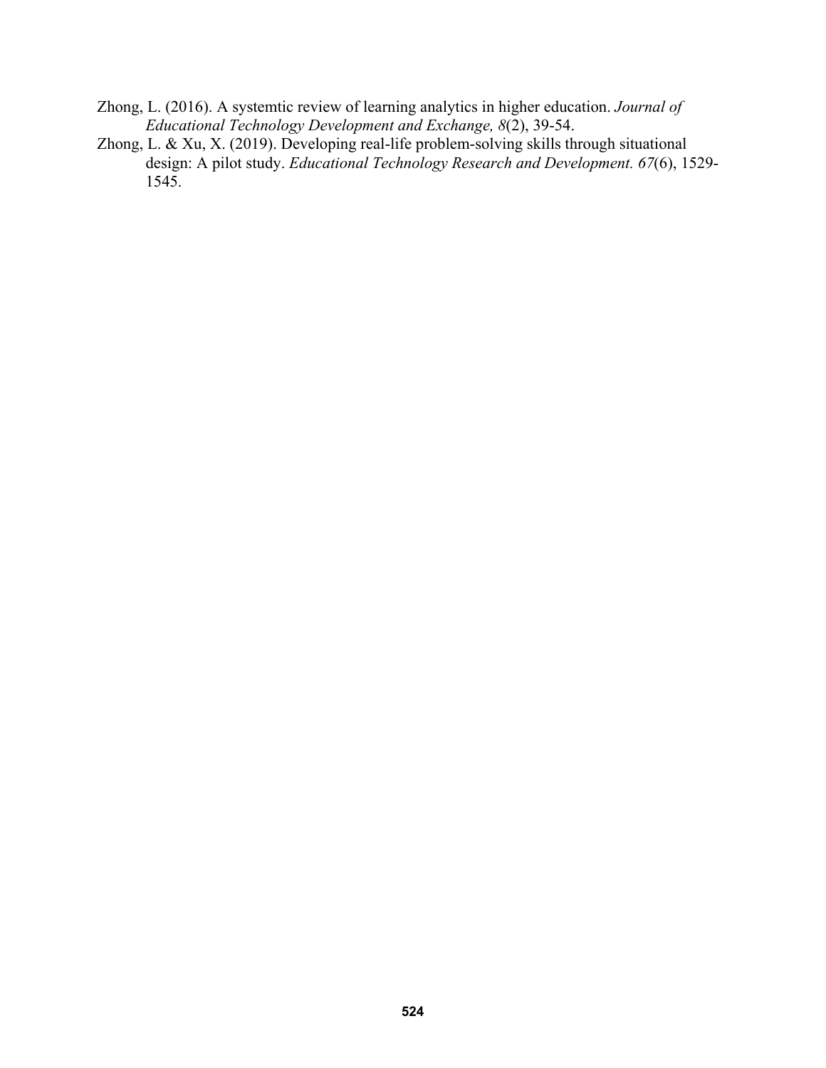Zhong, L. (2016). A systemtic review of learning analytics in higher education. *Journal of Educational Technology Development and Exchange, 8*(2), 39-54.

Zhong, L. & Xu, X. (2019). Developing real-life problem-solving skills through situational design: A pilot study. *Educational Technology Research and Development. 67*(6), 1529-1545.